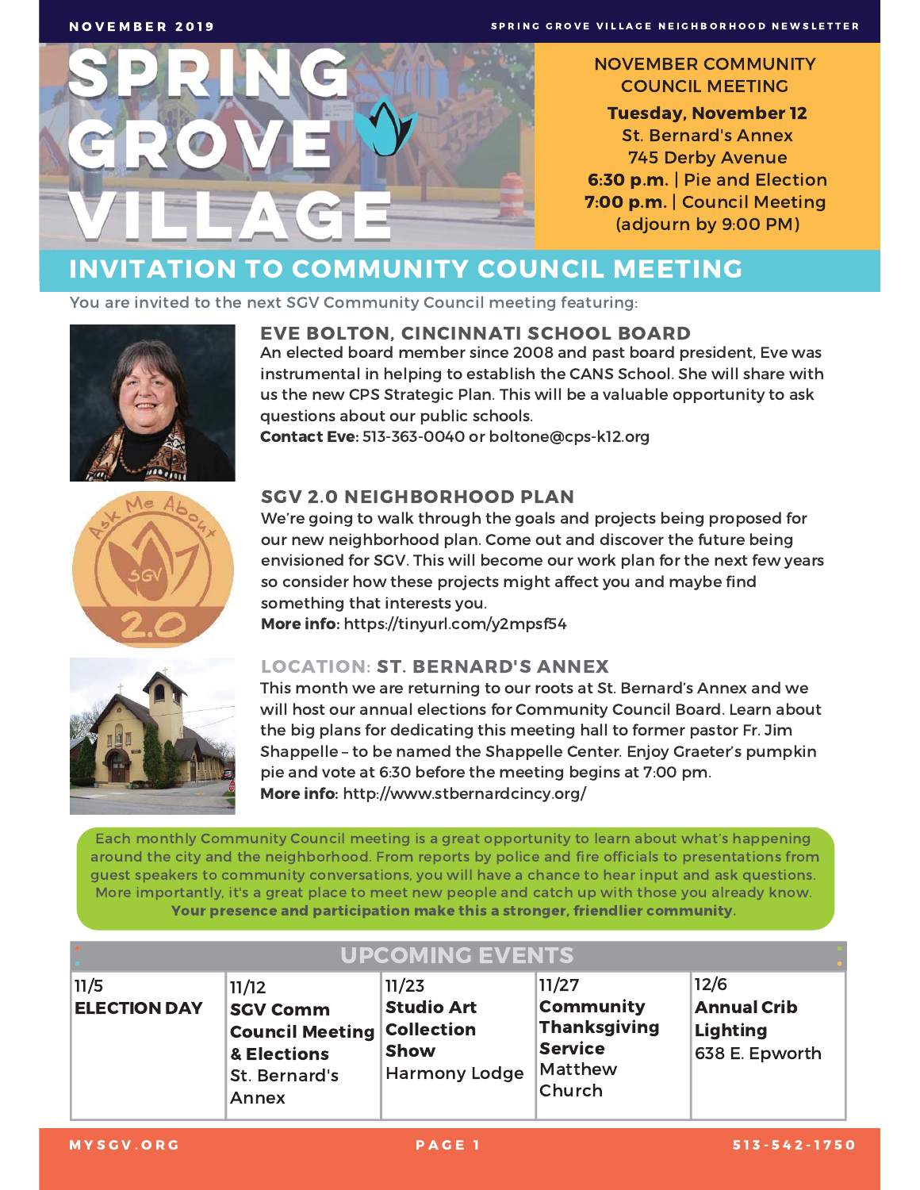NOVEMBER 2019

# SPRING GROVE VILLAGE

**NOVEMBER COMMUNITY COUNCIL MEETING**

**Tuesday, November 12**
St. Bernard's Annex
745 Derby Avenue
**6:30 p.m.** | Pie and Election
**7:00 p.m.** | Council Meeting
(adjourn by 9:00 PM)

## INVITATION TO COMMUNITY COUNCIL MEETING

You are invited to the next SGV Community Council meeting featuring:

### EVE BOLTON, CINCINNATI SCHOOL BOARD

An elected board member since 2008 and past board president, Eve was instrumental in helping to establish the CANS School. She will share with us the new CPS Strategic Plan. This will be a valuable opportunity to ask questions about our public schools.

**Contact Eve:** 513-363-0040 or boltone@cps-k12.org

### SGV 2.0 NEIGHBORHOOD PLAN

We're going to walk through the goals and projects being proposed for our new neighborhood plan. Come out and discover the future being envisioned for SGV. This will become our work plan for the next few years so consider how these projects might affect you and maybe find something that interests you.

**More info:** https://tinyurl.com/y2mpsf54

### LOCATION: ST. BERNARD'S ANNEX

This month we are returning to our roots at St. Bernard's Annex and we will host our annual elections for Community Council Board. Learn about the big plans for dedicating this meeting hall to former pastor Fr. Jim Shappelle – to be named the Shappelle Center. Enjoy Graeter's pumpkin pie and vote at 6:30 before the meeting begins at 7:00 pm.

**More info:** http://www.stbernardcincy.org/

Each monthly Community Council meeting is a great opportunity to learn about what's happening around the city and the neighborhood. From reports by police and fire officials to presentations from guest speakers to community conversations, you will have a chance to hear input and ask questions. More importantly, it's a great place to meet new people and catch up with those you already know. **Your presence and participation make this a stronger, friendlier community.**

## UPCOMING EVENTS

| 11/5 | 11/12 | 11/23 | 11/27 | 12/6 |
|---|---|---|---|---|
| **ELECTION DAY** | **SGV Comm Council Meeting & Elections** St. Bernard's Annex | **Studio Art Collection Show** Harmony Lodge | **Community Thanksgiving Service** Matthew Church | **Annual Crib Lighting** 638 E. Epworth |

MYSGV.ORG | 513-542-1750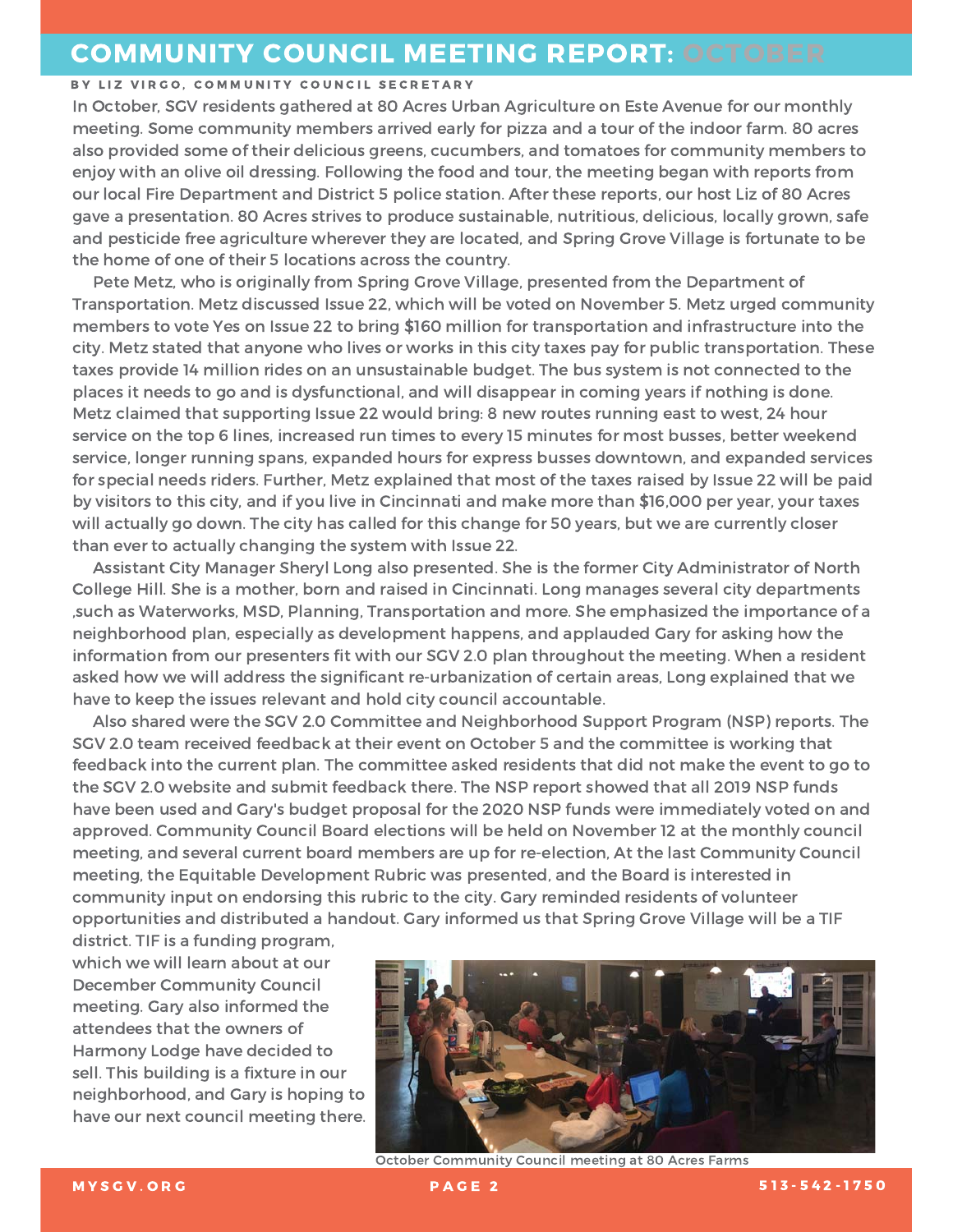# COMMUNITY COUNCIL MEETING REPORT: OCTOBER

**BY LIZ VIRGO, COMMUNITY COUNCIL SECRETARY**

In October, SGV residents gathered at 80 Acres Urban Agriculture on Este Avenue for our monthly meeting. Some community members arrived early for pizza and a tour of the indoor farm. 80 acres also provided some of their delicious greens, cucumbers, and tomatoes for community members to enjoy with an olive oil dressing. Following the food and tour, the meeting began with reports from our local Fire Department and District 5 police station. After these reports, our host Liz of 80 Acres gave a presentation. 80 Acres strives to produce sustainable, nutritious, delicious, locally grown, safe and pesticide free agriculture wherever they are located, and Spring Grove Village is fortunate to be the home of one of their 5 locations across the country.

Pete Metz, who is originally from Spring Grove Village, presented from the Department of Transportation. Metz discussed Issue 22, which will be voted on November 5. Metz urged community members to vote Yes on Issue 22 to bring $160 million for transportation and infrastructure into the city. Metz stated that anyone who lives or works in this city taxes pay for public transportation. These taxes provide 14 million rides on an unsustainable budget. The bus system is not connected to the places it needs to go and is dysfunctional, and will disappear in coming years if nothing is done. Metz claimed that supporting Issue 22 would bring: 8 new routes running east to west, 24 hour service on the top 6 lines, increased run times to every 15 minutes for most busses, better weekend service, longer running spans, expanded hours for express busses downtown, and expanded services for special needs riders. Further, Metz explained that most of the taxes raised by Issue 22 will be paid by visitors to this city, and if you live in Cincinnati and make more than $16,000 per year, your taxes will actually go down. The city has called for this change for 50 years, but we are currently closer than ever to actually changing the system with Issue 22.

Assistant City Manager Sheryl Long also presented. She is the former City Administrator of North College Hill. She is a mother, born and raised in Cincinnati. Long manages several city departments ,such as Waterworks, MSD, Planning, Transportation and more. She emphasized the importance of a neighborhood plan, especially as development happens, and applauded Gary for asking how the information from our presenters fit with our SGV 2.0 plan throughout the meeting. When a resident asked how we will address the significant re-urbanization of certain areas, Long explained that we have to keep the issues relevant and hold city council accountable.

Also shared were the SGV 2.0 Committee and Neighborhood Support Program (NSP) reports. The SGV 2.0 team received feedback at their event on October 5 and the committee is working that feedback into the current plan. The committee asked residents that did not make the event to go to the SGV 2.0 website and submit feedback there. The NSP report showed that all 2019 NSP funds have been used and Gary's budget proposal for the 2020 NSP funds were immediately voted on and approved. Community Council Board elections will be held on November 12 at the monthly council meeting, and several current board members are up for re-election, At the last Community Council meeting, the Equitable Development Rubric was presented, and the Board is interested in community input on endorsing this rubric to the city. Gary reminded residents of volunteer opportunities and distributed a handout. Gary informed us that Spring Grove Village will be a TIF district. TIF is a funding program, which we will learn about at our December Community Council meeting. Gary also informed the attendees that the owners of Harmony Lodge have decided to sell. This building is a fixture in our neighborhood, and Gary is hoping to have our next council meeting there.

October Community Council meeting at 80 Acres Farms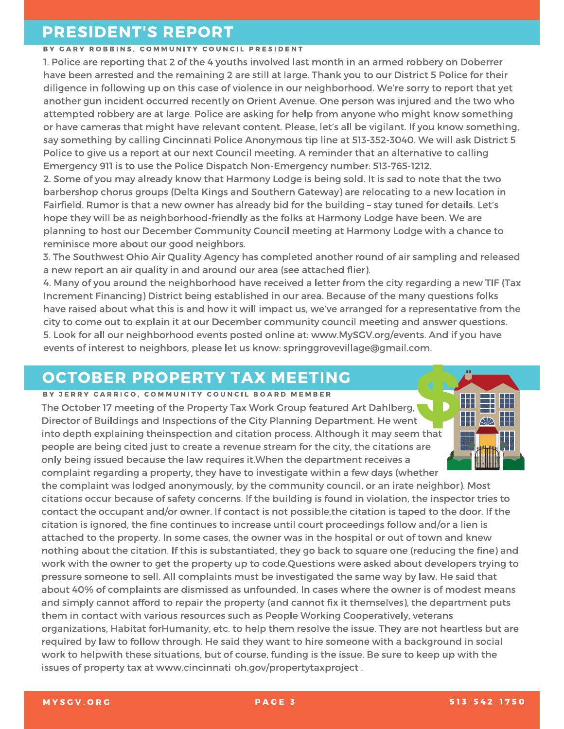## PRESIDENT'S REPORT

**BY GARY ROBBINS, COMMUNITY COUNCIL PRESIDENT**

1. Police are reporting that 2 of the 4 youths involved last month in an armed robbery on Doberrer have been arrested and the remaining 2 are still at large. Thank you to our District 5 Police for their diligence in following up on this case of violence in our neighborhood. We're sorry to report that yet another gun incident occurred recently on Orient Avenue. One person was injured and the two who attempted robbery are at large. Police are asking for help from anyone who might know something or have cameras that might have relevant content. Please, let's all be vigilant. If you know something, say something by calling Cincinnati Police Anonymous tip line at 513-352-3040. We will ask District 5 Police to give us a report at our next Council meeting. A reminder that an alternative to calling Emergency 911 is to use the Police Dispatch Non-Emergency number: 513-765-1212.
2. Some of you may already know that Harmony Lodge is being sold. It is sad to note that the two barbershop chorus groups (Delta Kings and Southern Gateway) are relocating to a new location in Fairfield. Rumor is that a new owner has already bid for the building – stay tuned for details. Let's hope they will be as neighborhood-friendly as the folks at Harmony Lodge have been. We are planning to host our December Community Council meeting at Harmony Lodge with a chance to reminisce more about our good neighbors.
3. The Southwest Ohio Air Quality Agency has completed another round of air sampling and released a new report an air quality in and around our area (see attached flier).
4. Many of you around the neighborhood have received a letter from the city regarding a new TIF (Tax Increment Financing) District being established in our area. Because of the many questions folks have raised about what this is and how it will impact us, we've arranged for a representative from the city to come out to explain it at our December community council meeting and answer questions.
5. Look for all our neighborhood events posted online at: www.MySGV.org/events. And if you have events of interest to neighbors, please let us know: springgrovevillage@gmail.com.

## OCTOBER PROPERTY TAX MEETING

**BY JERRY CARRICO, COMMUNITY COUNCIL BOARD MEMBER**

The October 17 meeting of the Property Tax Work Group featured Art Dahlberg, Director of Buildings and Inspections of the City Planning Department. He went into depth explaining theinspection and citation process. Although it may seem that people are being cited just to create a revenue stream for the city, the citations are only being issued because the law requires it.When the department receives a complaint regarding a property, they have to investigate within a few days (whether the complaint was lodged anonymously, by the community council, or an irate neighbor). Most citations occur because of safety concerns. If the building is found in violation, the inspector tries to contact the occupant and/or owner. If contact is not possible,the citation is taped to the door. If the citation is ignored, the fine continues to increase until court proceedings follow and/or a lien is attached to the property. In some cases, the owner was in the hospital or out of town and knew nothing about the citation. If this is substantiated, they go back to square one (reducing the fine) and work with the owner to get the property up to code.Questions were asked about developers trying to pressure someone to sell. All complaints must be investigated the same way by law. He said that about 40% of complaints are dismissed as unfounded. In cases where the owner is of modest means and simply cannot afford to repair the property (and cannot fix it themselves), the department puts them in contact with various resources such as People Working Cooperatively, veterans organizations, Habitat forHumanity, etc. to help them resolve the issue. They are not heartless but are required by law to follow through. He said they want to hire someone with a background in social work to helpwith these situations, but of course, funding is the issue. Be sure to keep up with the issues of property tax at www.cincinnati-oh.gov/propertytaxproject .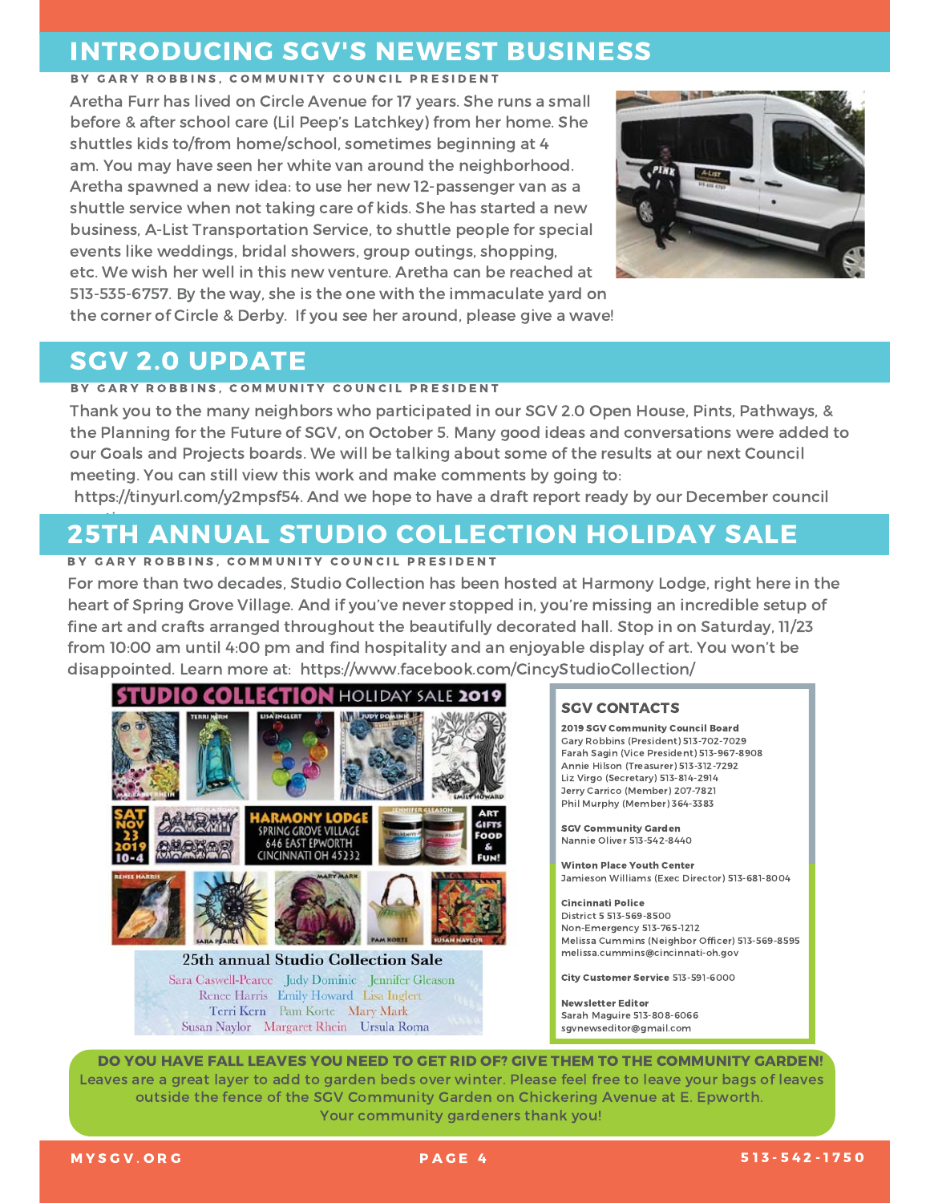## INTRODUCING SGV'S NEWEST BUSINESS

**BY GARY ROBBINS, COMMUNITY COUNCIL PRESIDENT**

Aretha Furr has lived on Circle Avenue for 17 years. She runs a small before & after school care (Lil Peep's Latchkey) from her home. She shuttles kids to/from home/school, sometimes beginning at 4 am. You may have seen her white van around the neighborhood. Aretha spawned a new idea: to use her new 12-passenger van as a shuttle service when not taking care of kids. She has started a new business, A-List Transportation Service, to shuttle people for special events like weddings, bridal showers, group outings, shopping, etc. We wish her well in this new venture. Aretha can be reached at 513-535-6757. By the way, she is the one with the immaculate yard on the corner of Circle & Derby. If you see her around, please give a wave!

## SGV 2.0 UPDATE

**BY GARY ROBBINS, COMMUNITY COUNCIL PRESIDENT**

Thank you to the many neighbors who participated in our SGV 2.0 Open House, Pints, Pathways, & the Planning for the Future of SGV, on October 5. Many good ideas and conversations were added to our Goals and Projects boards. We will be talking about some of the results at our next Council meeting. You can still view this work and make comments by going to: https://tinyurl.com/y2mpsf54. And we hope to have a draft report ready by our December council meeting.

## 25TH ANNUAL STUDIO COLLECTION HOLIDAY SALE

**BY GARY ROBBINS, COMMUNITY COUNCIL PRESIDENT**

For more than two decades, Studio Collection has been hosted at Harmony Lodge, right here in the heart of Spring Grove Village. And if you've never stopped in, you're missing an incredible setup of fine art and crafts arranged throughout the beautifully decorated hall. Stop in on Saturday, 11/23 from 10:00 am until 4:00 pm and find hospitality and an enjoyable display of art. You won't be disappointed. Learn more at: https://www.facebook.com/CincyStudioCollection/

STUDIO COLLECTION HOLIDAY SALE 2019

SAT NOV 23 2019 10-4

HARMONY LODGE
SPRING GROVE VILLAGE
646 EAST EPWORTH
CINCINNATI OH 45232

ART GIFTS FOOD & FUN!

25th annual Studio Collection Sale

Sara Caswell-Pearce, Judy Dominic, Jennifer Gleason, Renee Harris, Emily Howard, Lisa Inglert, Terri Kern, Pam Korte, Mary Mark, Susan Naylor, Margaret Rhein, Ursula Roma

### SGV CONTACTS

**2019 SGV Community Council Board**
Gary Robbins (President) 513-702-7029
Farah Sagin (Vice President) 513-967-8908
Annie Hilson (Treasurer) 513-312-7292
Liz Virgo (Secretary) 513-814-2914
Jerry Carrico (Member) 207-7821
Phil Murphy (Member) 364-3383

**SGV Community Garden**
Nannie Oliver 513-542-8440

**Winton Place Youth Center**
Jamieson Williams (Exec Director) 513-681-8004

**Cincinnati Police**
District 5 513-569-8500
Non-Emergency 513-765-1212
Melissa Cummins (Neighbor Officer) 513-569-8595
melissa.cummins@cincinnati-oh.gov

**City Customer Service** 513-591-6000

**Newsletter Editor**
Sarah Maguire 513-808-6066
sgvnewseditor@gmail.com

**DO YOU HAVE FALL LEAVES YOU NEED TO GET RID OF? GIVE THEM TO THE COMMUNITY GARDEN!**
Leaves are a great layer to add to garden beds over winter. Please feel free to leave your bags of leaves outside the fence of the SGV Community Garden on Chickering Avenue at E. Epworth.
Your community gardeners thank you!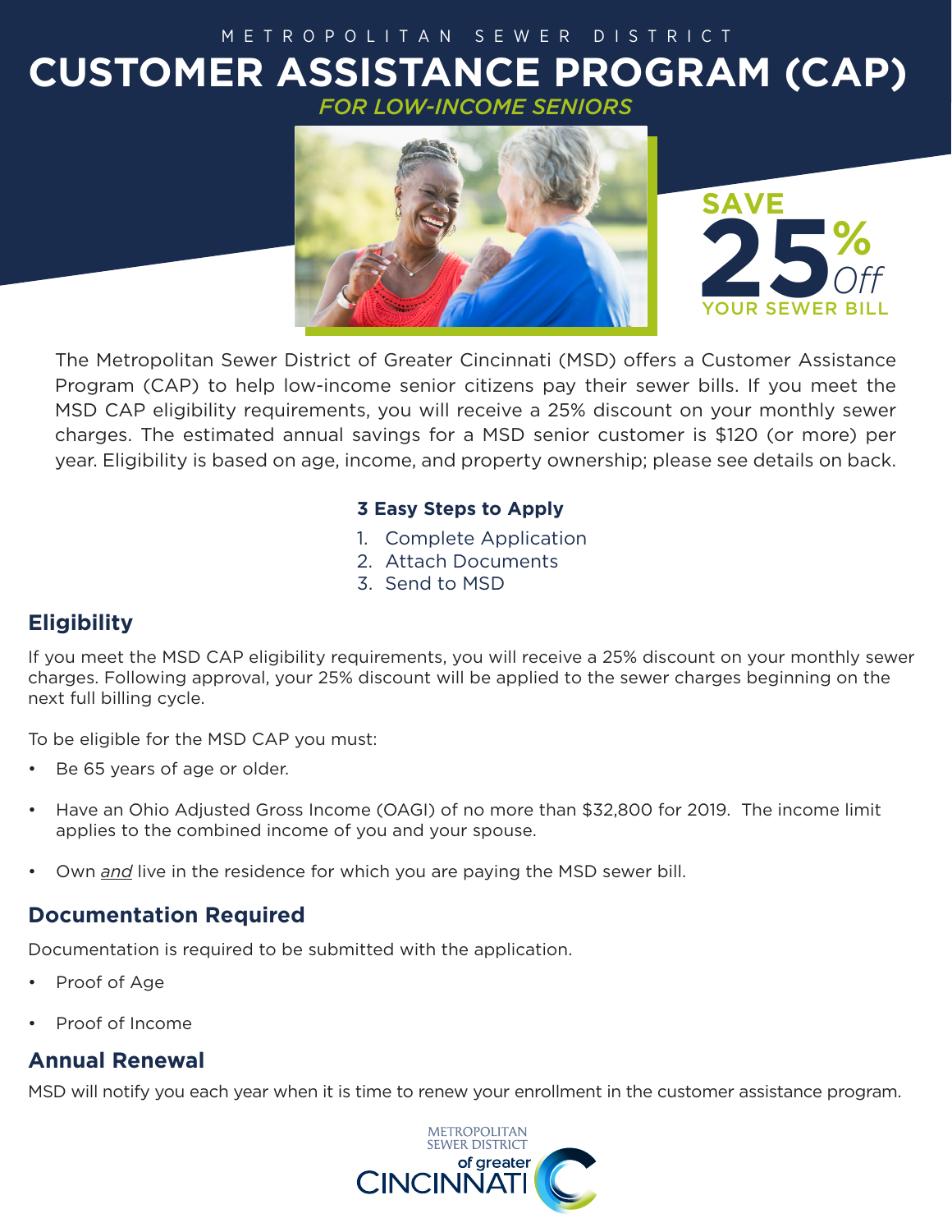METROPOLITAN SEWER DISTRICT

# CUSTOMER ASSISTANCE PROGRAM (CAP)

*FOR LOW-INCOME SENIORS*

**SAVE 25% *Off* YOUR SEWER BILL**

The Metropolitan Sewer District of Greater Cincinnati (MSD) offers a Customer Assistance Program (CAP) to help low-income senior citizens pay their sewer bills. If you meet the MSD CAP eligibility requirements, you will receive a 25% discount on your monthly sewer charges. The estimated annual savings for a MSD senior customer is $120 (or more) per year. Eligibility is based on age, income, and property ownership; please see details on back.

**3 Easy Steps to Apply**

1. Complete Application
2. Attach Documents
3. Send to MSD

## Eligibility

If you meet the MSD CAP eligibility requirements, you will receive a 25% discount on your monthly sewer charges. Following approval, your 25% discount will be applied to the sewer charges beginning on the next full billing cycle.

To be eligible for the MSD CAP you must:

- Be 65 years of age or older.
- Have an Ohio Adjusted Gross Income (OAGI) of no more than $32,800 for 2019. The income limit applies to the combined income of you and your spouse.
- Own *and* live in the residence for which you are paying the MSD sewer bill.

## Documentation Required

Documentation is required to be submitted with the application.

- Proof of Age
- Proof of Income

## Annual Renewal

MSD will notify you each year when it is time to renew your enrollment in the customer assistance program.

METROPOLITAN SEWER DISTRICT of greater CINCINNATI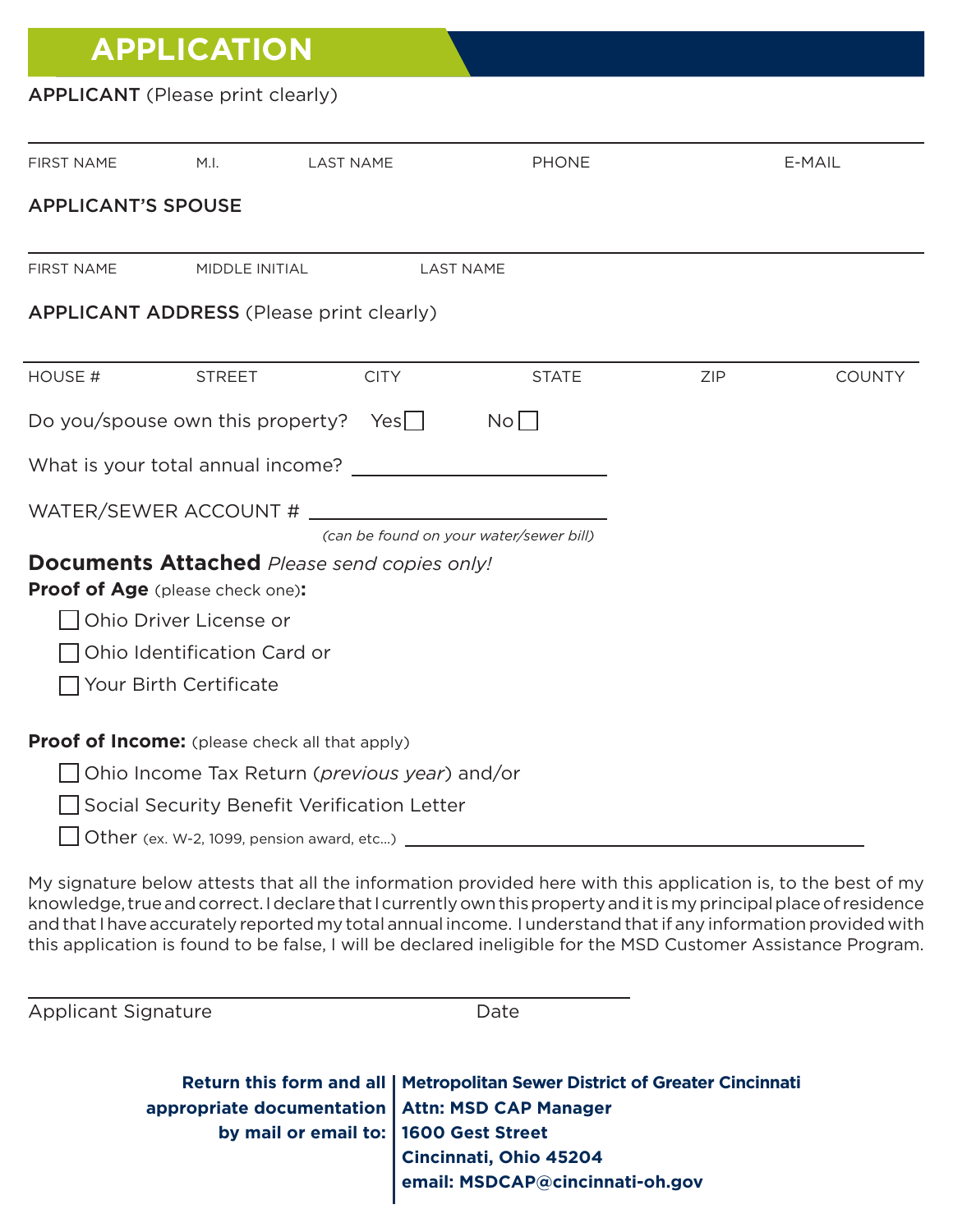# APPLICATION

**APPLICANT** (Please print clearly)

FIRST NAME | M.I. | LAST NAME | PHONE | E-MAIL

**APPLICANT'S SPOUSE**

FIRST NAME | MIDDLE INITIAL | LAST NAME

**APPLICANT ADDRESS** (Please print clearly)

HOUSE # | STREET | CITY | STATE | ZIP | COUNTY

Do you/spouse own this property? Yes ☐ No ☐

What is your total annual income? ____________________

WATER/SEWER ACCOUNT # ____________________
*(can be found on your water/sewer bill)*

**Documents Attached** *Please send copies only!*

**Proof of Age** (please check one)**:**

- ☐ Ohio Driver License or
- ☐ Ohio Identification Card or
- ☐ Your Birth Certificate

**Proof of Income:** (please check all that apply)

- ☐ Ohio Income Tax Return (*previous year*) and/or
- ☐ Social Security Benefit Verification Letter
- ☐ Other (ex. W-2, 1099, pension award, etc...) ____________________

My signature below attests that all the information provided here with this application is, to the best of my knowledge, true and correct. I declare that I currently own this property and it is my principal place of residence and that I have accurately reported my total annual income. I understand that if any information provided with this application is found to be false, I will be declared ineligible for the MSD Customer Assistance Program.

Applicant Signature ____________________ Date ____________

**Return this form and all appropriate documentation by mail or email to:**

**Metropolitan Sewer District of Greater Cincinnati**
**Attn: MSD CAP Manager**
**1600 Gest Street**
**Cincinnati, Ohio 45204**
**email: MSDCAP@cincinnati-oh.gov**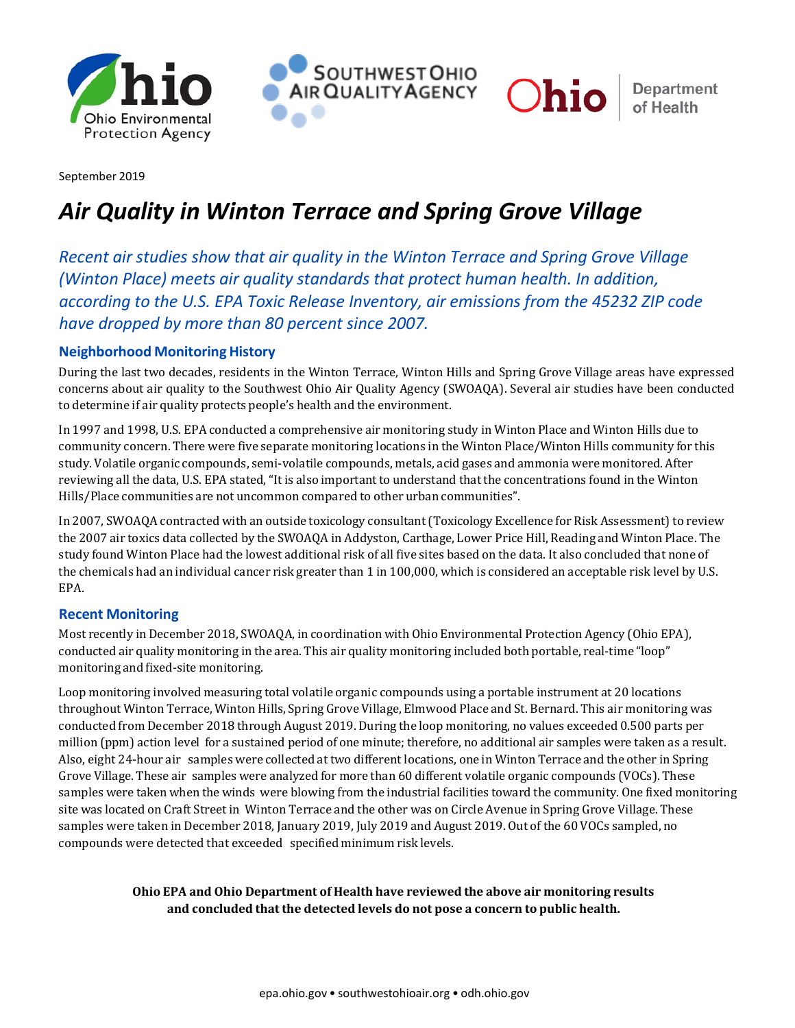September 2019

# *Air Quality in Winton Terrace and Spring Grove Village*

*Recent air studies show that air quality in the Winton Terrace and Spring Grove Village (Winton Place) meets air quality standards that protect human health. In addition, according to the U.S. EPA Toxic Release Inventory, air emissions from the 45232 ZIP code have dropped by more than 80 percent since 2007.*

## Neighborhood Monitoring History

During the last two decades, residents in the Winton Terrace, Winton Hills and Spring Grove Village areas have expressed concerns about air quality to the Southwest Ohio Air Quality Agency (SWOAQA). Several air studies have been conducted to determine if air quality protects people's health and the environment.

In 1997 and 1998, U.S. EPA conducted a comprehensive air monitoring study in Winton Place and Winton Hills due to community concern. There were five separate monitoring locations in the Winton Place/Winton Hills community for this study. Volatile organic compounds, semi-volatile compounds, metals, acid gases and ammonia were monitored. After reviewing all the data, U.S. EPA stated, "It is also important to understand that the concentrations found in the Winton Hills/Place communities are not uncommon compared to other urban communities".

In 2007, SWOAQA contracted with an outside toxicology consultant (Toxicology Excellence for Risk Assessment) to review the 2007 air toxics data collected by the SWOAQA in Addyston, Carthage, Lower Price Hill, Reading and Winton Place. The study found Winton Place had the lowest additional risk of all five sites based on the data. It also concluded that none of the chemicals had an individual cancer risk greater than 1 in 100,000, which is considered an acceptable risk level by U.S. EPA.

## Recent Monitoring

Most recently in December 2018, SWOAQA, in coordination with Ohio Environmental Protection Agency (Ohio EPA), conducted air quality monitoring in the area. This air quality monitoring included both portable, real-time "loop" monitoring and fixed-site monitoring.

Loop monitoring involved measuring total volatile organic compounds using a portable instrument at 20 locations throughout Winton Terrace, Winton Hills, Spring Grove Village, Elmwood Place and St. Bernard. This air monitoring was conducted from December 2018 through August 2019. During the loop monitoring, no values exceeded 0.500 parts per million (ppm) action level for a sustained period of one minute; therefore, no additional air samples were taken as a result. Also, eight 24-hour air samples were collected at two different locations, one in Winton Terrace and the other in Spring Grove Village. These air samples were analyzed for more than 60 different volatile organic compounds (VOCs). These samples were taken when the winds were blowing from the industrial facilities toward the community. One fixed monitoring site was located on Craft Street in Winton Terrace and the other was on Circle Avenue in Spring Grove Village. These samples were taken in December 2018, January 2019, July 2019 and August 2019. Out of the 60 VOCs sampled, no compounds were detected that exceeded specified minimum risk levels.

**Ohio EPA and Ohio Department of Health have reviewed the above air monitoring results and concluded that the detected levels do not pose a concern to public health.**

epa.ohio.gov • southwestohioair.org • odh.ohio.gov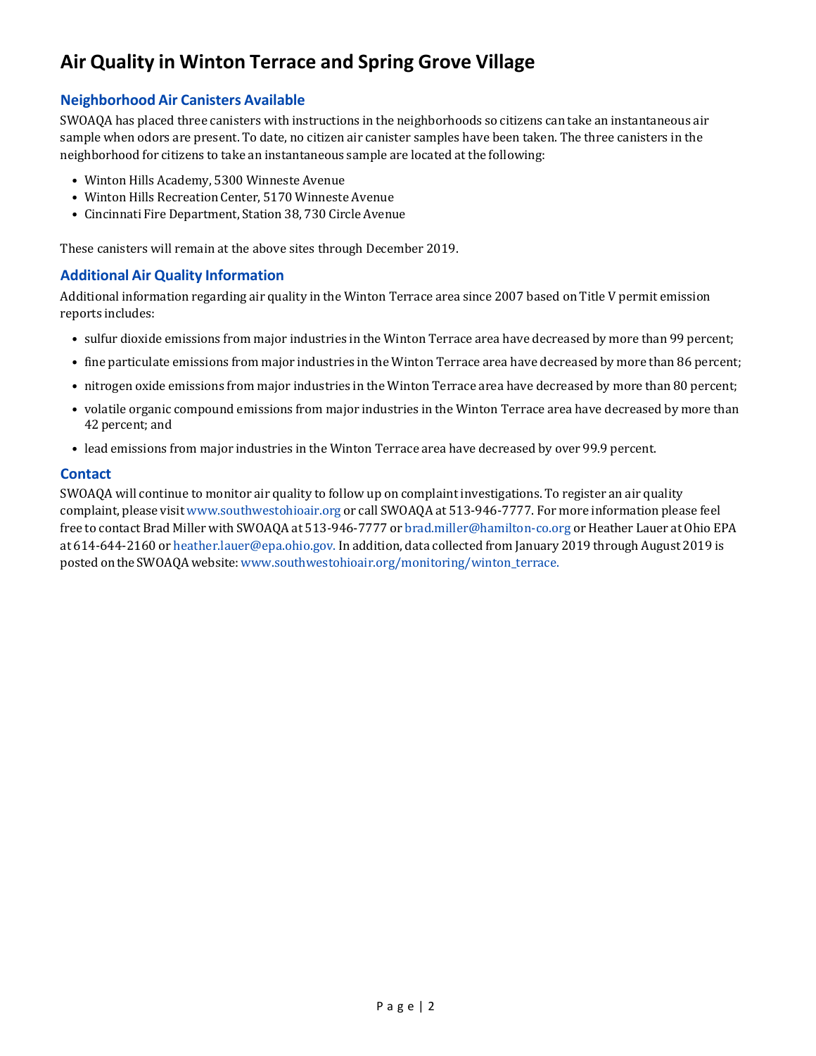# Air Quality in Winton Terrace and Spring Grove Village

## Neighborhood Air Canisters Available

SWOAQA has placed three canisters with instructions in the neighborhoods so citizens can take an instantaneous air sample when odors are present. To date, no citizen air canister samples have been taken. The three canisters in the neighborhood for citizens to take an instantaneous sample are located at the following:

- Winton Hills Academy, 5300 Winneste Avenue
- Winton Hills Recreation Center, 5170 Winneste Avenue
- Cincinnati Fire Department, Station 38, 730 Circle Avenue

These canisters will remain at the above sites through December 2019.

## Additional Air Quality Information

Additional information regarding air quality in the Winton Terrace area since 2007 based on Title V permit emission reports includes:

- sulfur dioxide emissions from major industries in the Winton Terrace area have decreased by more than 99 percent;
- fine particulate emissions from major industries in the Winton Terrace area have decreased by more than 86 percent;
- nitrogen oxide emissions from major industries in the Winton Terrace area have decreased by more than 80 percent;
- volatile organic compound emissions from major industries in the Winton Terrace area have decreased by more than 42 percent; and
- lead emissions from major industries in the Winton Terrace area have decreased by over 99.9 percent.

## Contact

SWOAQA will continue to monitor air quality to follow up on complaint investigations. To register an air quality complaint, please visit www.southwestohioair.org or call SWOAQA at 513-946-7777. For more information please feel free to contact Brad Miller with SWOAQA at 513-946-7777 or brad.miller@hamilton-co.org or Heather Lauer at Ohio EPA at 614-644-2160 or heather.lauer@epa.ohio.gov. In addition, data collected from January 2019 through August 2019 is posted on the SWOAQA website: www.southwestohioair.org/monitoring/winton_terrace.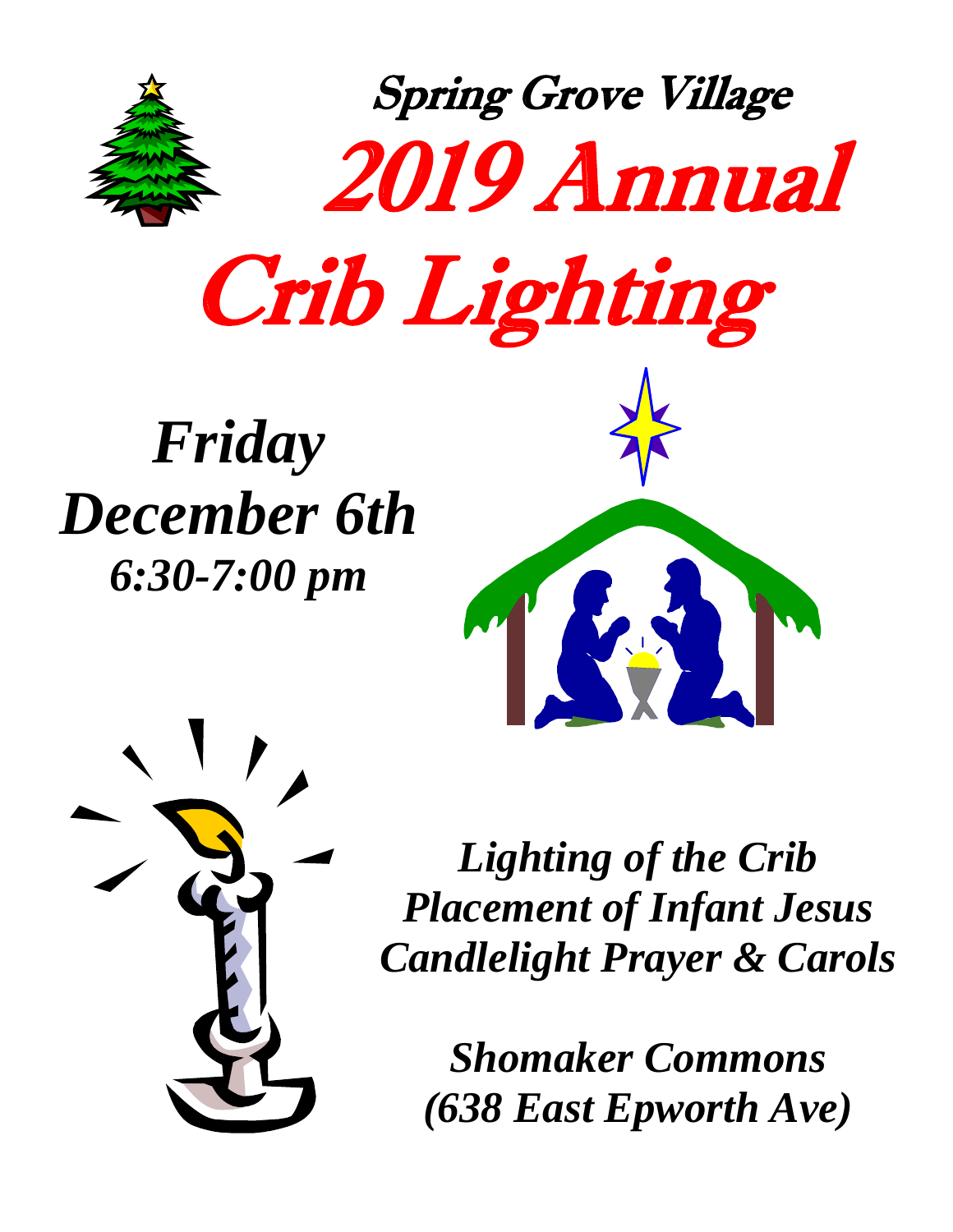# Spring Grove Village

# *2019 Annual Crib Lighting*

## *Friday December 6th*

### *6:30-7:00 pm*

***Lighting of the Crib***
***Placement of Infant Jesus***
***Candlelight Prayer & Carols***

***Shomaker Commons***
***(638 East Epworth Ave)***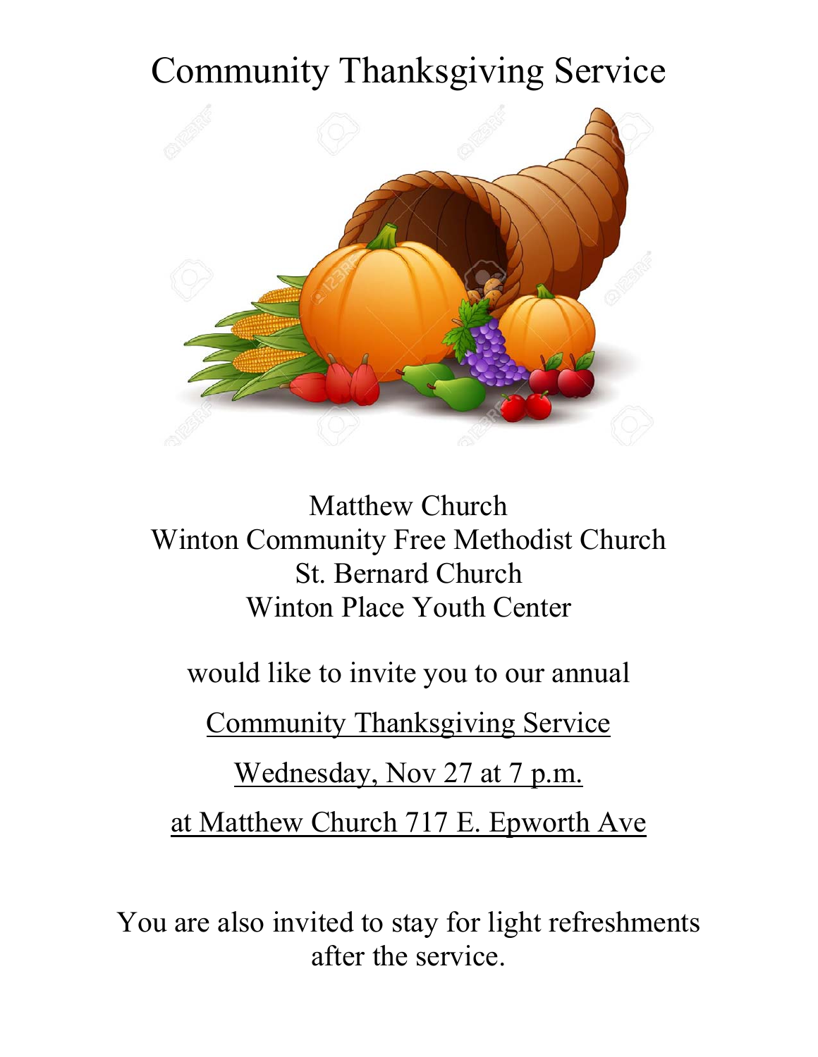# Community Thanksgiving Service

Matthew Church
Winton Community Free Methodist Church
St. Bernard Church
Winton Place Youth Center

would like to invite you to our annual

Community Thanksgiving Service

Wednesday, Nov 27 at 7 p.m.

at Matthew Church 717 E. Epworth Ave

You are also invited to stay for light refreshments after the service.